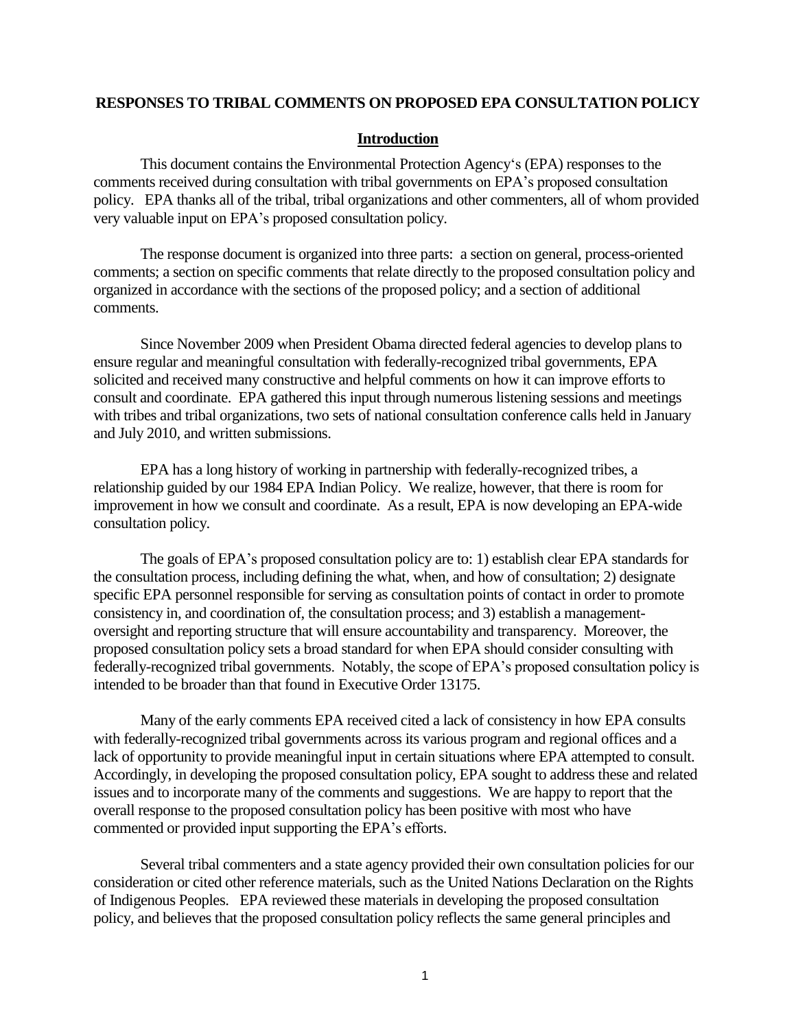# RESPONSES TO TRIBAL COMMENTS ON PROPOSED EPA CONSULTATION POLICY

## Introduction

This document contains the Environmental Protection Agency's (EPA) responses to the comments received during consultation with tribal governments on EPA's proposed consultation policy. EPA thanks all of the tribal, tribal organizations and other commenters, all of whom provided very valuable input on EPA's proposed consultation policy.

The response document is organized into three parts: a section on general, process-oriented comments; a section on specific comments that relate directly to the proposed consultation policy and organized in accordance with the sections of the proposed policy; and a section of additional comments.

Since November 2009 when President Obama directed federal agencies to develop plans to ensure regular and meaningful consultation with federally-recognized tribal governments, EPA solicited and received many constructive and helpful comments on how it can improve efforts to consult and coordinate. EPA gathered this input through numerous listening sessions and meetings with tribes and tribal organizations, two sets of national consultation conference calls held in January and July 2010, and written submissions.

EPA has a long history of working in partnership with federally-recognized tribes, a relationship guided by our 1984 EPA Indian Policy. We realize, however, that there is room for improvement in how we consult and coordinate. As a result, EPA is now developing an EPA-wide consultation policy.

The goals of EPA's proposed consultation policy are to: 1) establish clear EPA standards for the consultation process, including defining the what, when, and how of consultation; 2) designate specific EPA personnel responsible for serving as consultation points of contact in order to promote consistency in, and coordination of, the consultation process; and 3) establish a management-oversight and reporting structure that will ensure accountability and transparency. Moreover, the proposed consultation policy sets a broad standard for when EPA should consider consulting with federally-recognized tribal governments. Notably, the scope of EPA's proposed consultation policy is intended to be broader than that found in Executive Order 13175.

Many of the early comments EPA received cited a lack of consistency in how EPA consults with federally-recognized tribal governments across its various program and regional offices and a lack of opportunity to provide meaningful input in certain situations where EPA attempted to consult. Accordingly, in developing the proposed consultation policy, EPA sought to address these and related issues and to incorporate many of the comments and suggestions. We are happy to report that the overall response to the proposed consultation policy has been positive with most who have commented or provided input supporting the EPA's efforts.

Several tribal commenters and a state agency provided their own consultation policies for our consideration or cited other reference materials, such as the United Nations Declaration on the Rights of Indigenous Peoples. EPA reviewed these materials in developing the proposed consultation policy, and believes that the proposed consultation policy reflects the same general principles and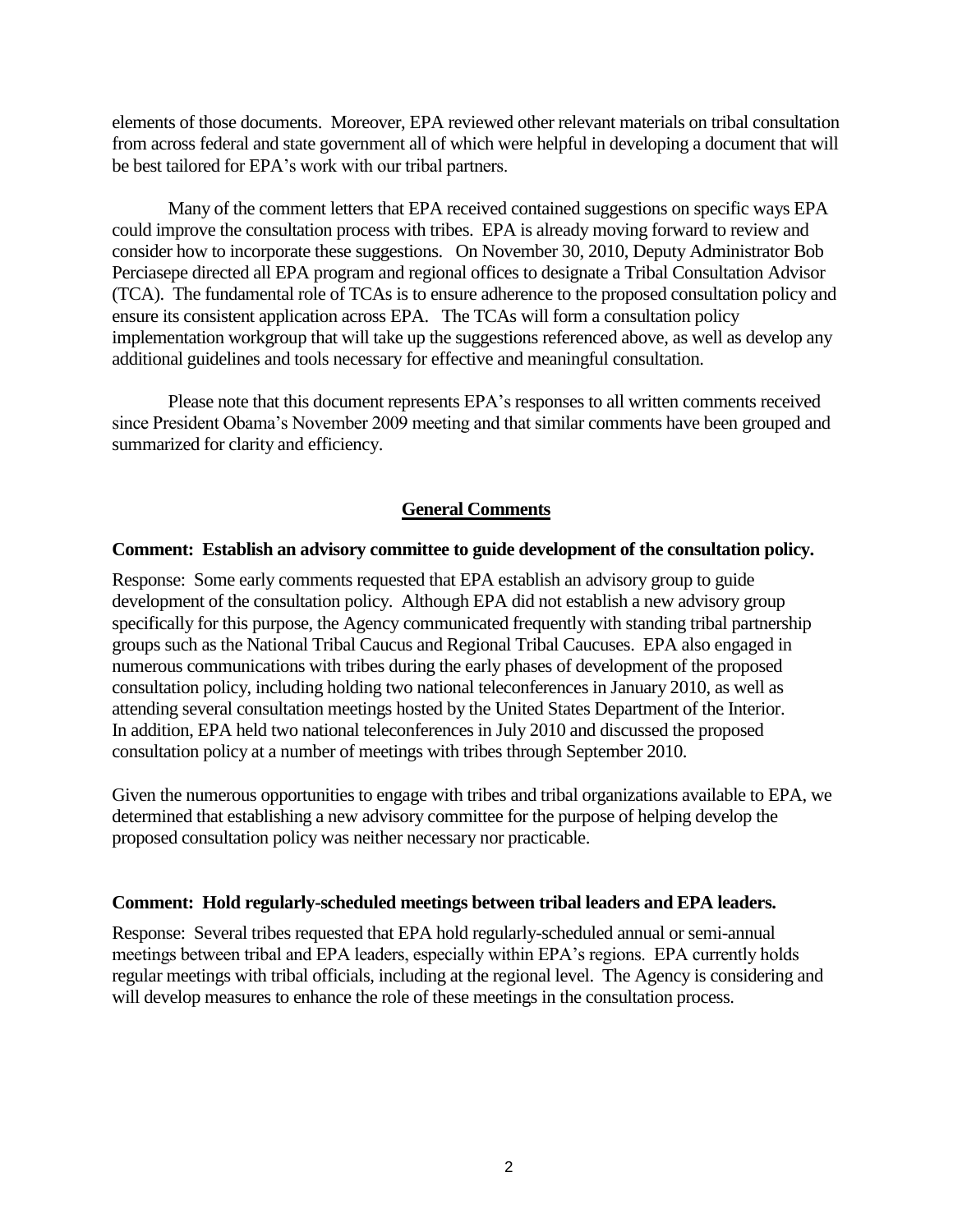elements of those documents. Moreover, EPA reviewed other relevant materials on tribal consultation from across federal and state government all of which were helpful in developing a document that will be best tailored for EPA's work with our tribal partners.

Many of the comment letters that EPA received contained suggestions on specific ways EPA could improve the consultation process with tribes. EPA is already moving forward to review and consider how to incorporate these suggestions. On November 30, 2010, Deputy Administrator Bob Perciasepe directed all EPA program and regional offices to designate a Tribal Consultation Advisor (TCA). The fundamental role of TCAs is to ensure adherence to the proposed consultation policy and ensure its consistent application across EPA. The TCAs will form a consultation policy implementation workgroup that will take up the suggestions referenced above, as well as develop any additional guidelines and tools necessary for effective and meaningful consultation.

Please note that this document represents EPA's responses to all written comments received since President Obama's November 2009 meeting and that similar comments have been grouped and summarized for clarity and efficiency.

## General Comments

**Comment: Establish an advisory committee to guide development of the consultation policy.**

Response: Some early comments requested that EPA establish an advisory group to guide development of the consultation policy. Although EPA did not establish a new advisory group specifically for this purpose, the Agency communicated frequently with standing tribal partnership groups such as the National Tribal Caucus and Regional Tribal Caucuses. EPA also engaged in numerous communications with tribes during the early phases of development of the proposed consultation policy, including holding two national teleconferences in January 2010, as well as attending several consultation meetings hosted by the United States Department of the Interior. In addition, EPA held two national teleconferences in July 2010 and discussed the proposed consultation policy at a number of meetings with tribes through September 2010.

Given the numerous opportunities to engage with tribes and tribal organizations available to EPA, we determined that establishing a new advisory committee for the purpose of helping develop the proposed consultation policy was neither necessary nor practicable.

**Comment: Hold regularly-scheduled meetings between tribal leaders and EPA leaders.**

Response: Several tribes requested that EPA hold regularly-scheduled annual or semi-annual meetings between tribal and EPA leaders, especially within EPA's regions. EPA currently holds regular meetings with tribal officials, including at the regional level. The Agency is considering and will develop measures to enhance the role of these meetings in the consultation process.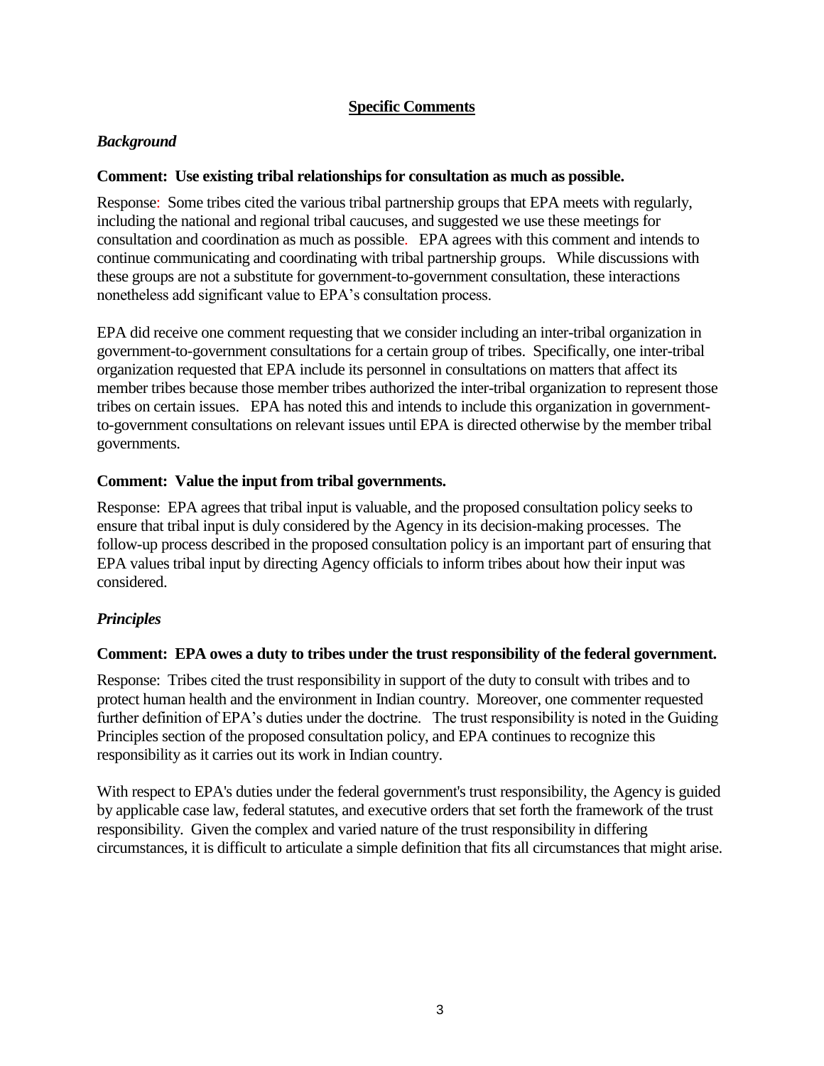## Specific Comments

### *Background*

**Comment: Use existing tribal relationships for consultation as much as possible.**

Response: Some tribes cited the various tribal partnership groups that EPA meets with regularly, including the national and regional tribal caucuses, and suggested we use these meetings for consultation and coordination as much as possible. EPA agrees with this comment and intends to continue communicating and coordinating with tribal partnership groups. While discussions with these groups are not a substitute for government-to-government consultation, these interactions nonetheless add significant value to EPA's consultation process.

EPA did receive one comment requesting that we consider including an inter-tribal organization in government-to-government consultations for a certain group of tribes. Specifically, one inter-tribal organization requested that EPA include its personnel in consultations on matters that affect its member tribes because those member tribes authorized the inter-tribal organization to represent those tribes on certain issues. EPA has noted this and intends to include this organization in government-to-government consultations on relevant issues until EPA is directed otherwise by the member tribal governments.

**Comment: Value the input from tribal governments.**

Response: EPA agrees that tribal input is valuable, and the proposed consultation policy seeks to ensure that tribal input is duly considered by the Agency in its decision-making processes. The follow-up process described in the proposed consultation policy is an important part of ensuring that EPA values tribal input by directing Agency officials to inform tribes about how their input was considered.

### *Principles*

**Comment: EPA owes a duty to tribes under the trust responsibility of the federal government.**

Response: Tribes cited the trust responsibility in support of the duty to consult with tribes and to protect human health and the environment in Indian country. Moreover, one commenter requested further definition of EPA's duties under the doctrine. The trust responsibility is noted in the Guiding Principles section of the proposed consultation policy, and EPA continues to recognize this responsibility as it carries out its work in Indian country.

With respect to EPA's duties under the federal government's trust responsibility, the Agency is guided by applicable case law, federal statutes, and executive orders that set forth the framework of the trust responsibility. Given the complex and varied nature of the trust responsibility in differing circumstances, it is difficult to articulate a simple definition that fits all circumstances that might arise.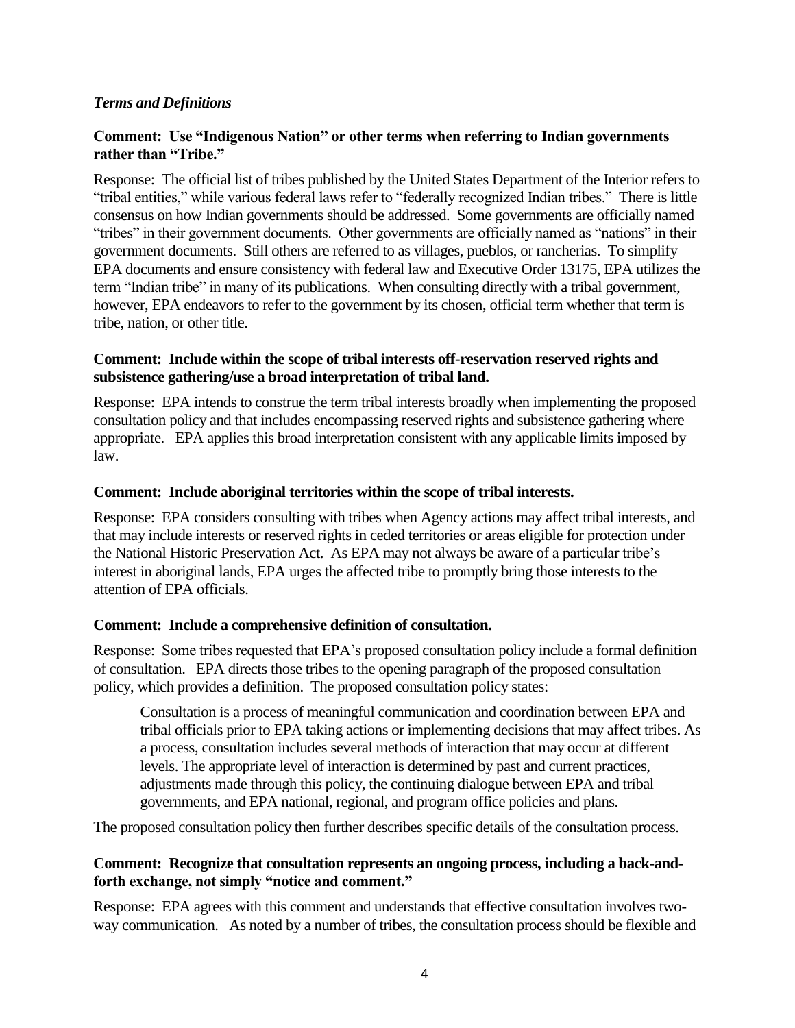### *Terms and Definitions*

**Comment: Use "Indigenous Nation" or other terms when referring to Indian governments rather than "Tribe."**

Response: The official list of tribes published by the United States Department of the Interior refers to "tribal entities," while various federal laws refer to "federally recognized Indian tribes." There is little consensus on how Indian governments should be addressed. Some governments are officially named "tribes" in their government documents. Other governments are officially named as "nations" in their government documents. Still others are referred to as villages, pueblos, or rancherias. To simplify EPA documents and ensure consistency with federal law and Executive Order 13175, EPA utilizes the term "Indian tribe" in many of its publications. When consulting directly with a tribal government, however, EPA endeavors to refer to the government by its chosen, official term whether that term is tribe, nation, or other title.

**Comment: Include within the scope of tribal interests off-reservation reserved rights and subsistence gathering/use a broad interpretation of tribal land.**

Response: EPA intends to construe the term tribal interests broadly when implementing the proposed consultation policy and that includes encompassing reserved rights and subsistence gathering where appropriate. EPA applies this broad interpretation consistent with any applicable limits imposed by law.

**Comment: Include aboriginal territories within the scope of tribal interests.**

Response: EPA considers consulting with tribes when Agency actions may affect tribal interests, and that may include interests or reserved rights in ceded territories or areas eligible for protection under the National Historic Preservation Act. As EPA may not always be aware of a particular tribe's interest in aboriginal lands, EPA urges the affected tribe to promptly bring those interests to the attention of EPA officials.

**Comment: Include a comprehensive definition of consultation.**

Response: Some tribes requested that EPA's proposed consultation policy include a formal definition of consultation. EPA directs those tribes to the opening paragraph of the proposed consultation policy, which provides a definition. The proposed consultation policy states:

> Consultation is a process of meaningful communication and coordination between EPA and tribal officials prior to EPA taking actions or implementing decisions that may affect tribes. As a process, consultation includes several methods of interaction that may occur at different levels. The appropriate level of interaction is determined by past and current practices, adjustments made through this policy, the continuing dialogue between EPA and tribal governments, and EPA national, regional, and program office policies and plans.

The proposed consultation policy then further describes specific details of the consultation process.

**Comment: Recognize that consultation represents an ongoing process, including a back-and-forth exchange, not simply "notice and comment."**

Response: EPA agrees with this comment and understands that effective consultation involves two-way communication. As noted by a number of tribes, the consultation process should be flexible and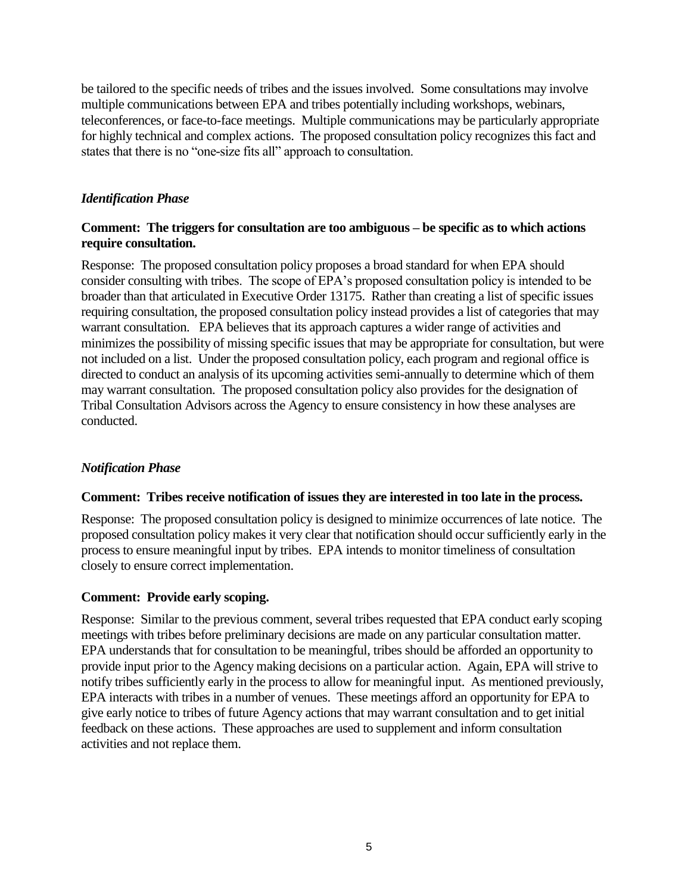be tailored to the specific needs of tribes and the issues involved. Some consultations may involve multiple communications between EPA and tribes potentially including workshops, webinars, teleconferences, or face-to-face meetings. Multiple communications may be particularly appropriate for highly technical and complex actions. The proposed consultation policy recognizes this fact and states that there is no "one-size fits all" approach to consultation.

### *Identification Phase*

**Comment: The triggers for consultation are too ambiguous – be specific as to which actions require consultation.**

Response: The proposed consultation policy proposes a broad standard for when EPA should consider consulting with tribes. The scope of EPA's proposed consultation policy is intended to be broader than that articulated in Executive Order 13175. Rather than creating a list of specific issues requiring consultation, the proposed consultation policy instead provides a list of categories that may warrant consultation. EPA believes that its approach captures a wider range of activities and minimizes the possibility of missing specific issues that may be appropriate for consultation, but were not included on a list. Under the proposed consultation policy, each program and regional office is directed to conduct an analysis of its upcoming activities semi-annually to determine which of them may warrant consultation. The proposed consultation policy also provides for the designation of Tribal Consultation Advisors across the Agency to ensure consistency in how these analyses are conducted.

### *Notification Phase*

**Comment: Tribes receive notification of issues they are interested in too late in the process.**

Response: The proposed consultation policy is designed to minimize occurrences of late notice. The proposed consultation policy makes it very clear that notification should occur sufficiently early in the process to ensure meaningful input by tribes. EPA intends to monitor timeliness of consultation closely to ensure correct implementation.

**Comment: Provide early scoping.**

Response: Similar to the previous comment, several tribes requested that EPA conduct early scoping meetings with tribes before preliminary decisions are made on any particular consultation matter. EPA understands that for consultation to be meaningful, tribes should be afforded an opportunity to provide input prior to the Agency making decisions on a particular action. Again, EPA will strive to notify tribes sufficiently early in the process to allow for meaningful input. As mentioned previously, EPA interacts with tribes in a number of venues. These meetings afford an opportunity for EPA to give early notice to tribes of future Agency actions that may warrant consultation and to get initial feedback on these actions. These approaches are used to supplement and inform consultation activities and not replace them.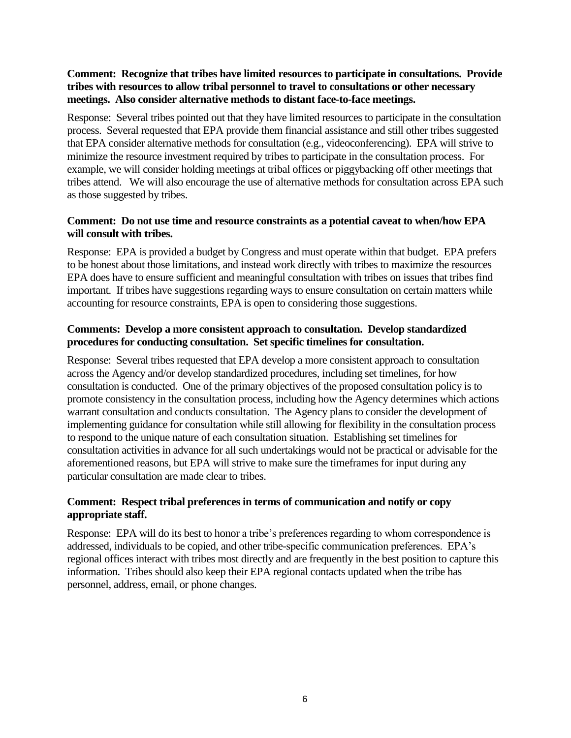**Comment: Recognize that tribes have limited resources to participate in consultations. Provide tribes with resources to allow tribal personnel to travel to consultations or other necessary meetings. Also consider alternative methods to distant face-to-face meetings.**

Response: Several tribes pointed out that they have limited resources to participate in the consultation process. Several requested that EPA provide them financial assistance and still other tribes suggested that EPA consider alternative methods for consultation (e.g., videoconferencing). EPA will strive to minimize the resource investment required by tribes to participate in the consultation process. For example, we will consider holding meetings at tribal offices or piggybacking off other meetings that tribes attend. We will also encourage the use of alternative methods for consultation across EPA such as those suggested by tribes.

**Comment: Do not use time and resource constraints as a potential caveat to when/how EPA will consult with tribes.**

Response: EPA is provided a budget by Congress and must operate within that budget. EPA prefers to be honest about those limitations, and instead work directly with tribes to maximize the resources EPA does have to ensure sufficient and meaningful consultation with tribes on issues that tribes find important. If tribes have suggestions regarding ways to ensure consultation on certain matters while accounting for resource constraints, EPA is open to considering those suggestions.

**Comments: Develop a more consistent approach to consultation. Develop standardized procedures for conducting consultation. Set specific timelines for consultation.**

Response: Several tribes requested that EPA develop a more consistent approach to consultation across the Agency and/or develop standardized procedures, including set timelines, for how consultation is conducted. One of the primary objectives of the proposed consultation policy is to promote consistency in the consultation process, including how the Agency determines which actions warrant consultation and conducts consultation. The Agency plans to consider the development of implementing guidance for consultation while still allowing for flexibility in the consultation process to respond to the unique nature of each consultation situation. Establishing set timelines for consultation activities in advance for all such undertakings would not be practical or advisable for the aforementioned reasons, but EPA will strive to make sure the timeframes for input during any particular consultation are made clear to tribes.

**Comment: Respect tribal preferences in terms of communication and notify or copy appropriate staff.**

Response: EPA will do its best to honor a tribe's preferences regarding to whom correspondence is addressed, individuals to be copied, and other tribe-specific communication preferences. EPA's regional offices interact with tribes most directly and are frequently in the best position to capture this information. Tribes should also keep their EPA regional contacts updated when the tribe has personnel, address, email, or phone changes.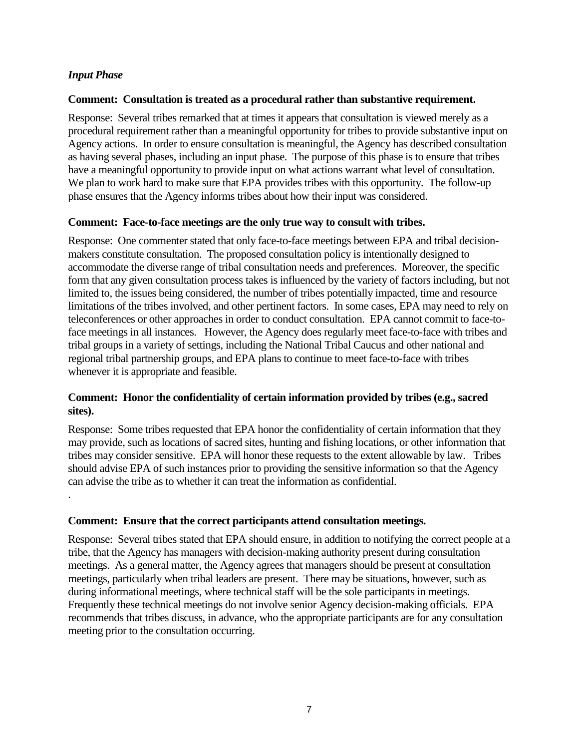*Input Phase*

**Comment: Consultation is treated as a procedural rather than substantive requirement.**

Response: Several tribes remarked that at times it appears that consultation is viewed merely as a procedural requirement rather than a meaningful opportunity for tribes to provide substantive input on Agency actions. In order to ensure consultation is meaningful, the Agency has described consultation as having several phases, including an input phase. The purpose of this phase is to ensure that tribes have a meaningful opportunity to provide input on what actions warrant what level of consultation. We plan to work hard to make sure that EPA provides tribes with this opportunity. The follow-up phase ensures that the Agency informs tribes about how their input was considered.

**Comment: Face-to-face meetings are the only true way to consult with tribes.**

Response: One commenter stated that only face-to-face meetings between EPA and tribal decision-makers constitute consultation. The proposed consultation policy is intentionally designed to accommodate the diverse range of tribal consultation needs and preferences. Moreover, the specific form that any given consultation process takes is influenced by the variety of factors including, but not limited to, the issues being considered, the number of tribes potentially impacted, time and resource limitations of the tribes involved, and other pertinent factors. In some cases, EPA may need to rely on teleconferences or other approaches in order to conduct consultation. EPA cannot commit to face-to-face meetings in all instances. However, the Agency does regularly meet face-to-face with tribes and tribal groups in a variety of settings, including the National Tribal Caucus and other national and regional tribal partnership groups, and EPA plans to continue to meet face-to-face with tribes whenever it is appropriate and feasible.

**Comment: Honor the confidentiality of certain information provided by tribes (e.g., sacred sites).**

Response: Some tribes requested that EPA honor the confidentiality of certain information that they may provide, such as locations of sacred sites, hunting and fishing locations, or other information that tribes may consider sensitive. EPA will honor these requests to the extent allowable by law. Tribes should advise EPA of such instances prior to providing the sensitive information so that the Agency can advise the tribe as to whether it can treat the information as confidential.

.

**Comment: Ensure that the correct participants attend consultation meetings.**

Response: Several tribes stated that EPA should ensure, in addition to notifying the correct people at a tribe, that the Agency has managers with decision-making authority present during consultation meetings. As a general matter, the Agency agrees that managers should be present at consultation meetings, particularly when tribal leaders are present. There may be situations, however, such as during informational meetings, where technical staff will be the sole participants in meetings. Frequently these technical meetings do not involve senior Agency decision-making officials. EPA recommends that tribes discuss, in advance, who the appropriate participants are for any consultation meeting prior to the consultation occurring.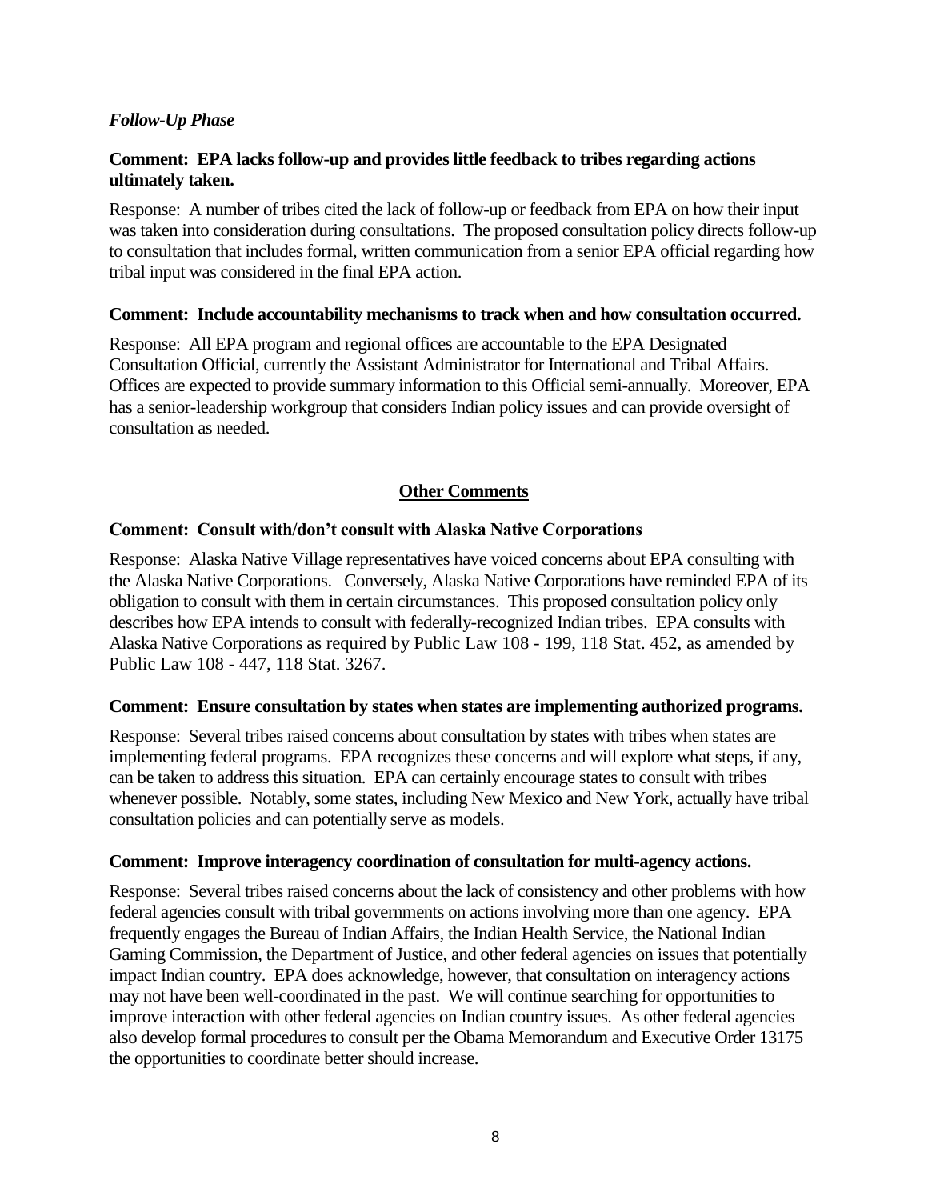*Follow-Up Phase*

**Comment: EPA lacks follow-up and provides little feedback to tribes regarding actions ultimately taken.**

Response: A number of tribes cited the lack of follow-up or feedback from EPA on how their input was taken into consideration during consultations. The proposed consultation policy directs follow-up to consultation that includes formal, written communication from a senior EPA official regarding how tribal input was considered in the final EPA action.

**Comment: Include accountability mechanisms to track when and how consultation occurred.**

Response: All EPA program and regional offices are accountable to the EPA Designated Consultation Official, currently the Assistant Administrator for International and Tribal Affairs. Offices are expected to provide summary information to this Official semi-annually. Moreover, EPA has a senior-leadership workgroup that considers Indian policy issues and can provide oversight of consultation as needed.

## Other Comments

**Comment: Consult with/don't consult with Alaska Native Corporations**

Response: Alaska Native Village representatives have voiced concerns about EPA consulting with the Alaska Native Corporations. Conversely, Alaska Native Corporations have reminded EPA of its obligation to consult with them in certain circumstances. This proposed consultation policy only describes how EPA intends to consult with federally-recognized Indian tribes. EPA consults with Alaska Native Corporations as required by Public Law 108 - 199, 118 Stat. 452, as amended by Public Law 108 - 447, 118 Stat. 3267.

**Comment: Ensure consultation by states when states are implementing authorized programs.**

Response: Several tribes raised concerns about consultation by states with tribes when states are implementing federal programs. EPA recognizes these concerns and will explore what steps, if any, can be taken to address this situation. EPA can certainly encourage states to consult with tribes whenever possible. Notably, some states, including New Mexico and New York, actually have tribal consultation policies and can potentially serve as models.

**Comment: Improve interagency coordination of consultation for multi-agency actions.**

Response: Several tribes raised concerns about the lack of consistency and other problems with how federal agencies consult with tribal governments on actions involving more than one agency. EPA frequently engages the Bureau of Indian Affairs, the Indian Health Service, the National Indian Gaming Commission, the Department of Justice, and other federal agencies on issues that potentially impact Indian country. EPA does acknowledge, however, that consultation on interagency actions may not have been well-coordinated in the past. We will continue searching for opportunities to improve interaction with other federal agencies on Indian country issues. As other federal agencies also develop formal procedures to consult per the Obama Memorandum and Executive Order 13175 the opportunities to coordinate better should increase.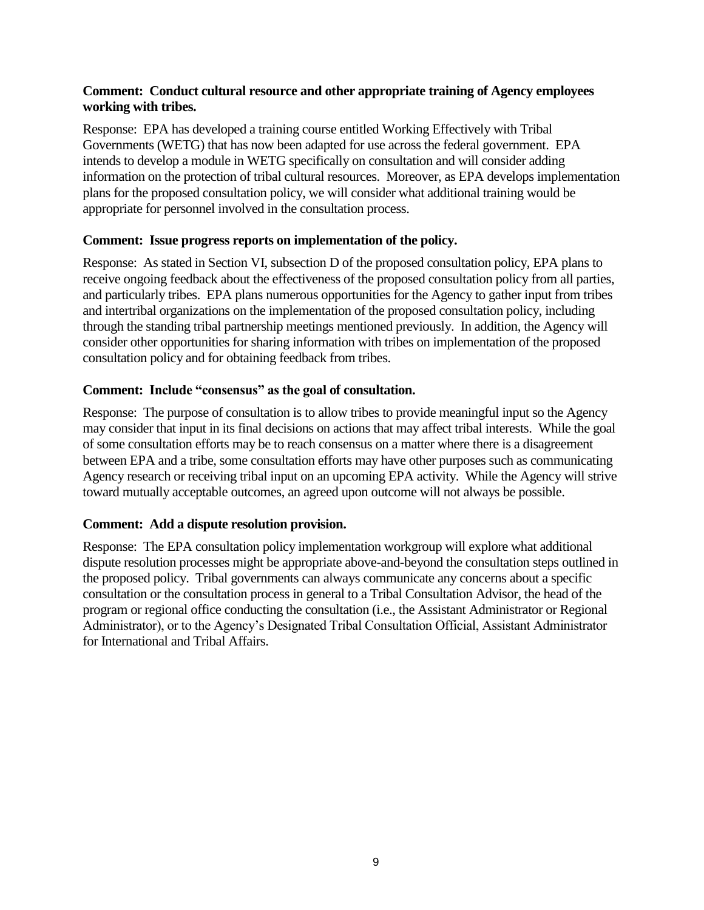**Comment: Conduct cultural resource and other appropriate training of Agency employees working with tribes.**

Response: EPA has developed a training course entitled Working Effectively with Tribal Governments (WETG) that has now been adapted for use across the federal government. EPA intends to develop a module in WETG specifically on consultation and will consider adding information on the protection of tribal cultural resources. Moreover, as EPA develops implementation plans for the proposed consultation policy, we will consider what additional training would be appropriate for personnel involved in the consultation process.

**Comment: Issue progress reports on implementation of the policy.**

Response: As stated in Section VI, subsection D of the proposed consultation policy, EPA plans to receive ongoing feedback about the effectiveness of the proposed consultation policy from all parties, and particularly tribes. EPA plans numerous opportunities for the Agency to gather input from tribes and intertribal organizations on the implementation of the proposed consultation policy, including through the standing tribal partnership meetings mentioned previously. In addition, the Agency will consider other opportunities for sharing information with tribes on implementation of the proposed consultation policy and for obtaining feedback from tribes.

**Comment: Include "consensus" as the goal of consultation.**

Response: The purpose of consultation is to allow tribes to provide meaningful input so the Agency may consider that input in its final decisions on actions that may affect tribal interests. While the goal of some consultation efforts may be to reach consensus on a matter where there is a disagreement between EPA and a tribe, some consultation efforts may have other purposes such as communicating Agency research or receiving tribal input on an upcoming EPA activity. While the Agency will strive toward mutually acceptable outcomes, an agreed upon outcome will not always be possible.

**Comment: Add a dispute resolution provision.**

Response: The EPA consultation policy implementation workgroup will explore what additional dispute resolution processes might be appropriate above-and-beyond the consultation steps outlined in the proposed policy. Tribal governments can always communicate any concerns about a specific consultation or the consultation process in general to a Tribal Consultation Advisor, the head of the program or regional office conducting the consultation (i.e., the Assistant Administrator or Regional Administrator), or to the Agency's Designated Tribal Consultation Official, Assistant Administrator for International and Tribal Affairs.